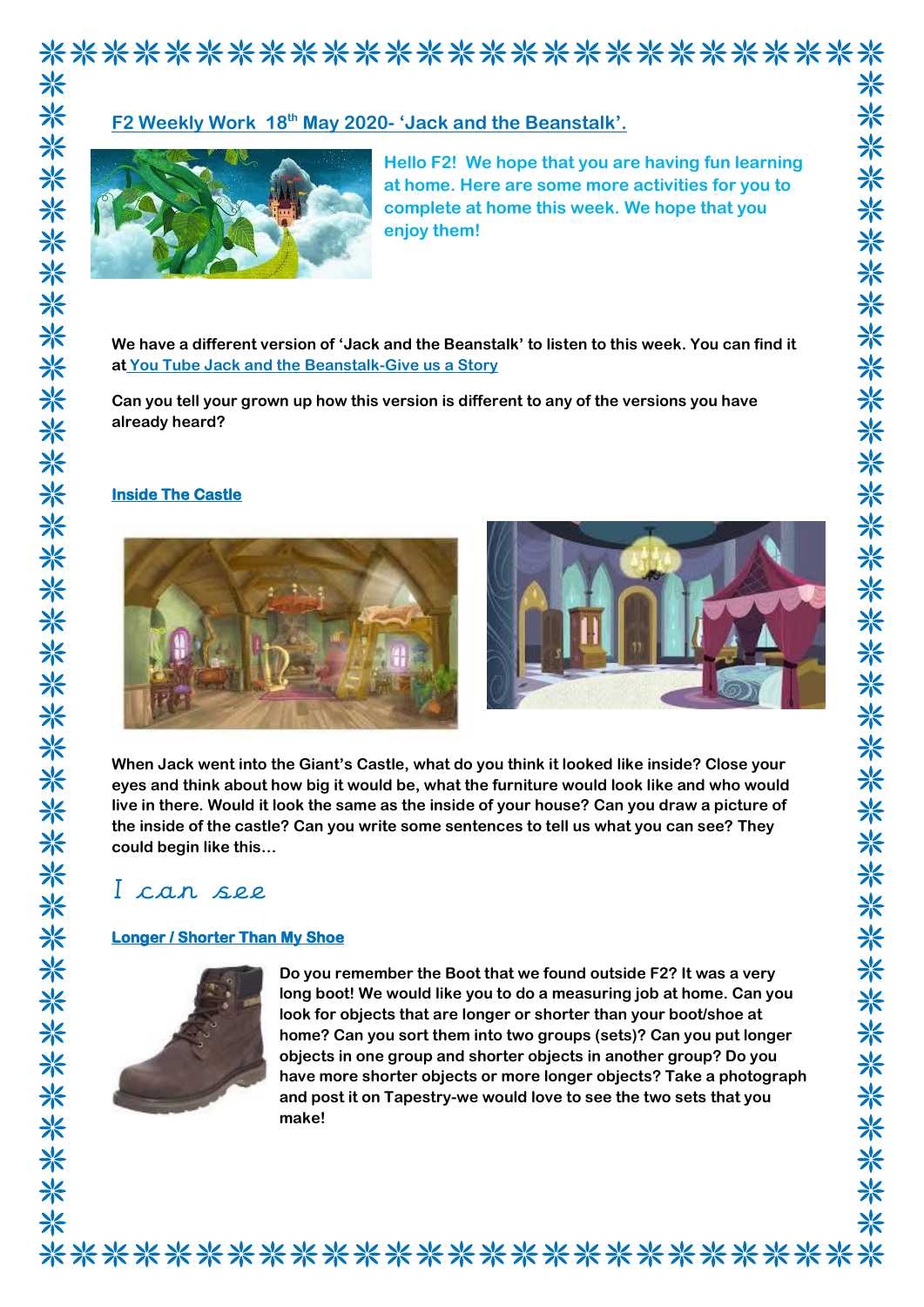## F2 Weekly Work 18th May 2020- 'Jack and the Beanstalk'.

**Hello F2! We hope that you are having fun learning at home. Here are some more activities for you to complete at home this week. We hope that you enjoy them!**

**We have a different version of 'Jack and the Beanstalk' to listen to this week. You can find it at You Tube Jack and the Beanstalk-Give us a Story**

**Can you tell your grown up how this version is different to any of the versions you have already heard?**

### Inside The Castle

**When Jack went into the Giant's Castle, what do you think it looked like inside? Close your eyes and think about how big it would be, what the furniture would look like and who would live in there. Would it look the same as the inside of your house? Can you draw a picture of the inside of the castle? Can you write some sentences to tell us what you can see? They could begin like this…**

*I can see*

### Longer / Shorter Than My Shoe

**Do you remember the Boot that we found outside F2? It was a very long boot! We would like you to do a measuring job at home. Can you look for objects that are longer or shorter than your boot/shoe at home? Can you sort them into two groups (sets)? Can you put longer objects in one group and shorter objects in another group? Do you have more shorter objects or more longer objects? Take a photograph and post it on Tapestry-we would love to see the two sets that you make!**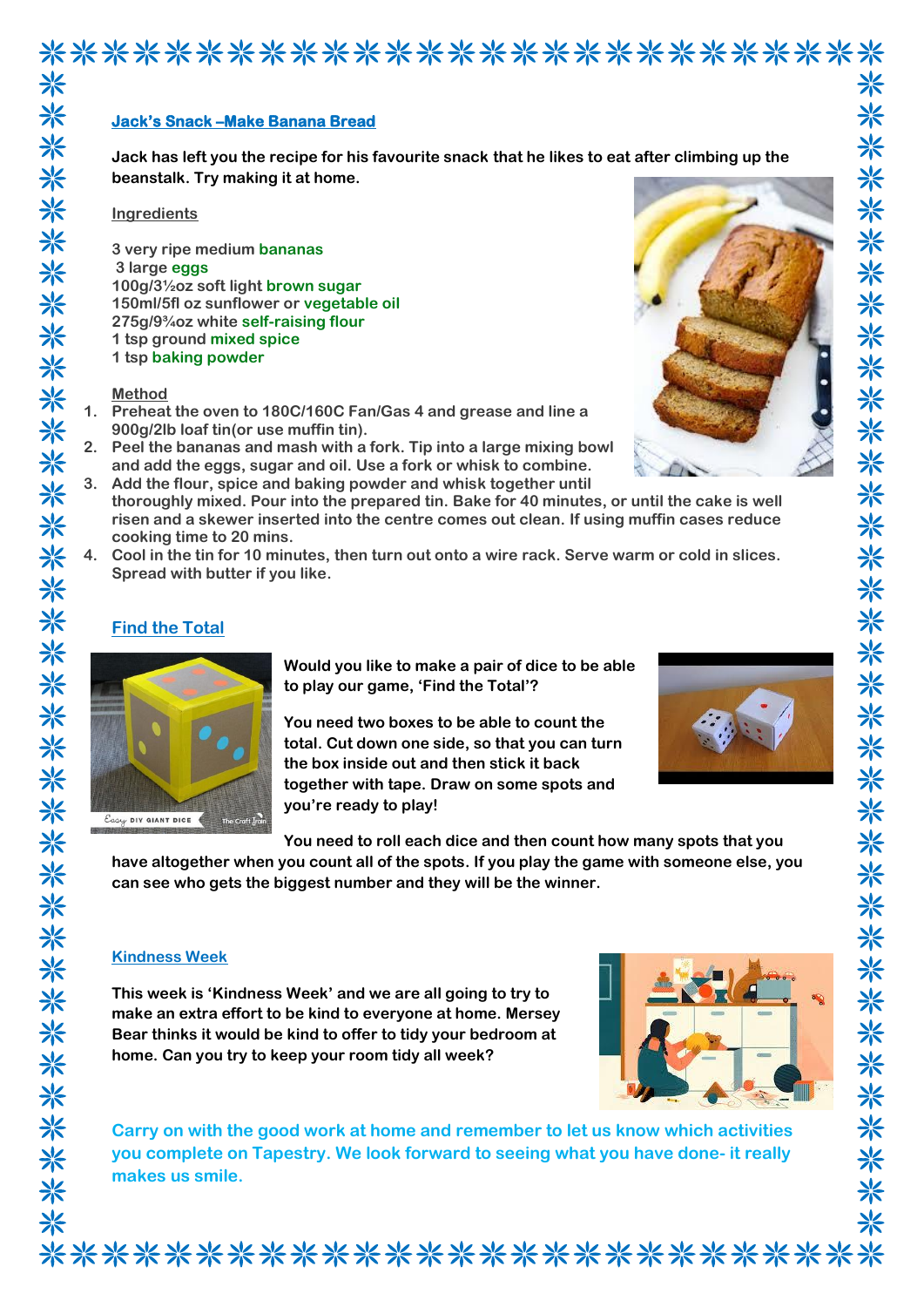## Jack's Snack –Make Banana Bread

**Jack has left you the recipe for his favourite snack that he likes to eat after climbing up the beanstalk. Try making it at home.**

### Ingredients

3 very ripe medium bananas
3 large eggs
100g/3½oz soft light brown sugar
150ml/5fl oz sunflower or vegetable oil
275g/9¾oz white self-raising flour
1 tsp ground mixed spice
1 tsp baking powder

### Method

1. Preheat the oven to 180C/160C Fan/Gas 4 and grease and line a 900g/2lb loaf tin(or use muffin tin).
2. Peel the bananas and mash with a fork. Tip into a large mixing bowl and add the eggs, sugar and oil. Use a fork or whisk to combine.
3. Add the flour, spice and baking powder and whisk together until thoroughly mixed. Pour into the prepared tin. Bake for 40 minutes, or until the cake is well risen and a skewer inserted into the centre comes out clean. If using muffin cases reduce cooking time to 20 mins.
4. Cool in the tin for 10 minutes, then turn out onto a wire rack. Serve warm or cold in slices. Spread with butter if you like.

## Find the Total

**Would you like to make a pair of dice to be able to play our game, 'Find the Total'?**

**You need two boxes to be able to count the total. Cut down one side, so that you can turn the box inside out and then stick it back together with tape. Draw on some spots and you're ready to play!**

**You need to roll each dice and then count how many spots that you have altogether when you count all of the spots. If you play the game with someone else, you can see who gets the biggest number and they will be the winner.**

## Kindness Week

**This week is 'Kindness Week' and we are all going to try to make an extra effort to be kind to everyone at home. Mersey Bear thinks it would be kind to offer to tidy your bedroom at home. Can you try to keep your room tidy all week?**

**Carry on with the good work at home and remember to let us know which activities you complete on Tapestry. We look forward to seeing what you have done- it really makes us smile.**